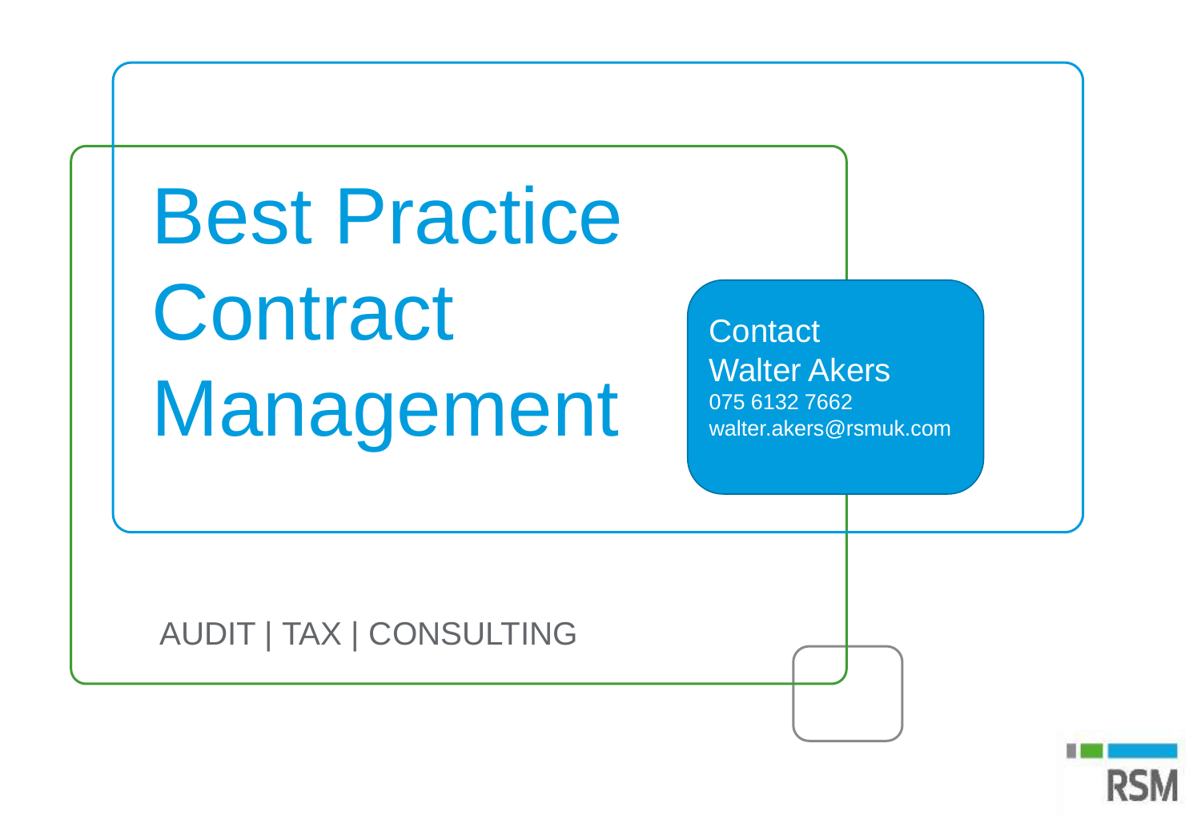# Best Practice Contract Management

Contact
Walter Akers
075 6132 7662
walter.akers@rsmuk.com

AUDIT | TAX | CONSULTING

RSM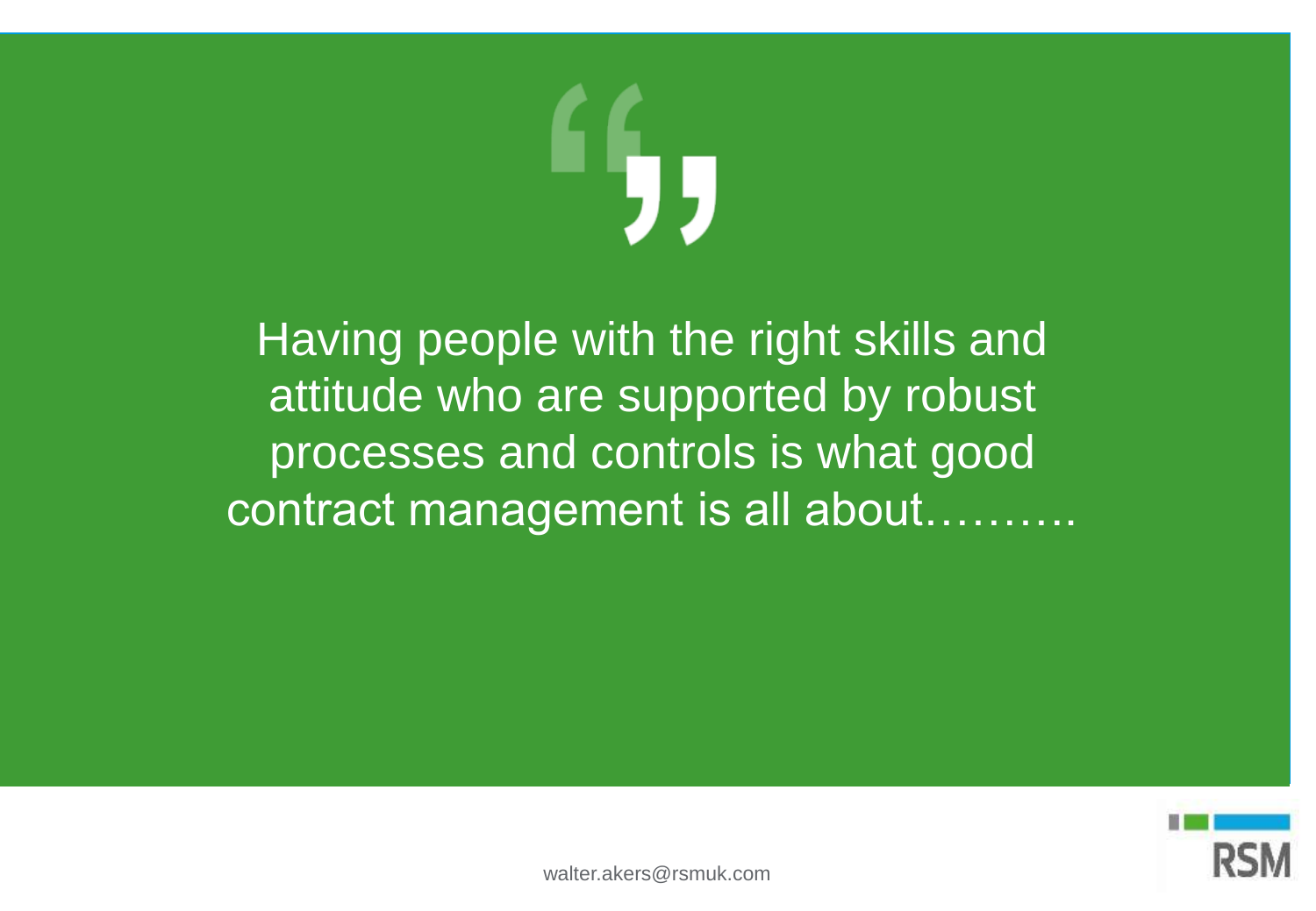> Having people with the right skills and attitude who are supported by robust processes and controls is what good contract management is all about……….

walter.akers@rsmuk.com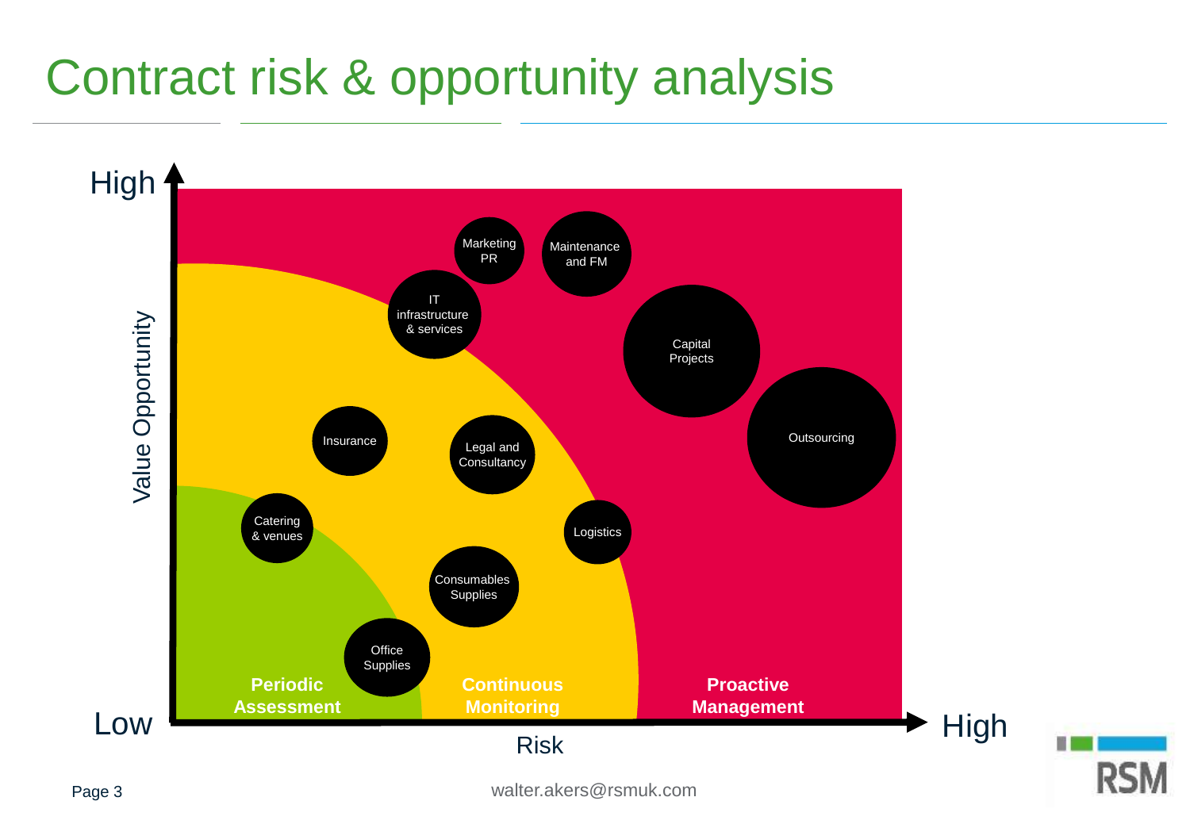# Contract risk & opportunity analysis

Value Opportunity (Low → High)

Risk (Low → High)

- Marketing PR
- Maintenance and FM
- IT infrastructure & services
- Capital Projects
- Outsourcing
- Insurance
- Legal and Consultancy
- Catering & venues
- Logistics
- Consumables Supplies
- Office Supplies

**Periodic Assessment** | **Continuous Monitoring** | **Proactive Management**

walter.akers@rsmuk.com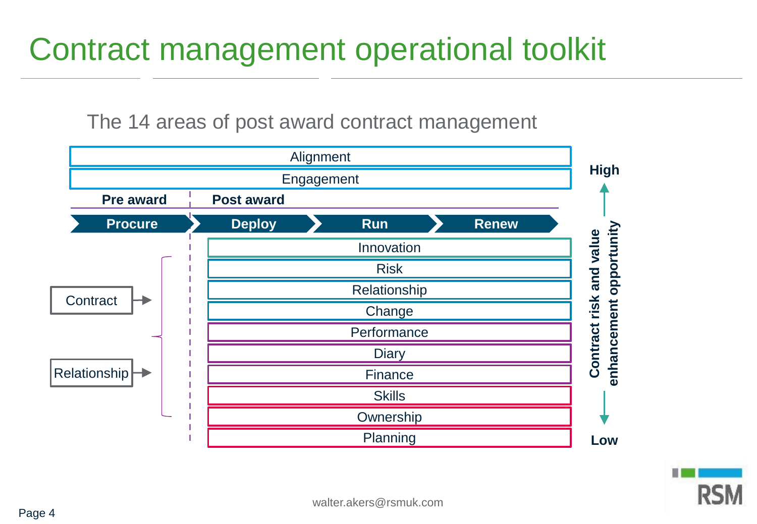# Contract management operational toolkit

## The 14 areas of post award contract management

Alignment

Engagement

**Pre award** | **Post award**

**Procure** → **Deploy** → **Run** → **Renew**

- Innovation
- Risk
- Relationship
- Change
- Performance
- Diary
- Finance
- Skills
- Ownership
- Planning

Contract →

Relationship →

**High**

**Contract risk and value enhancement opportunity**

**Low**

walter.akers@rsmuk.com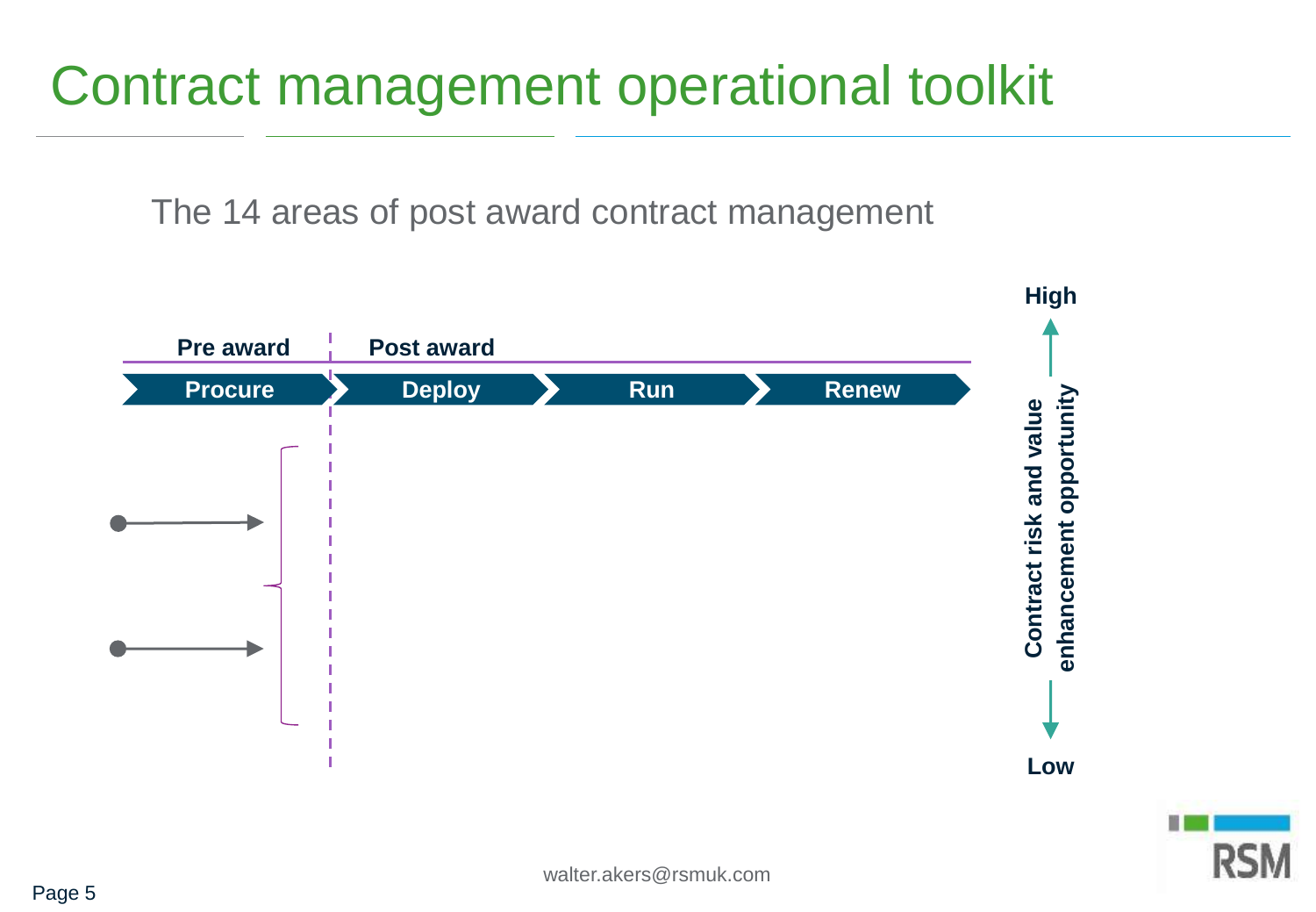# Contract management operational toolkit

The 14 areas of post award contract management

**Pre award** | **Post award**

**Procure** → **Deploy** → **Run** → **Renew**

**High**

**Contract risk and value enhancement opportunity**

**Low**

walter.akers@rsmuk.com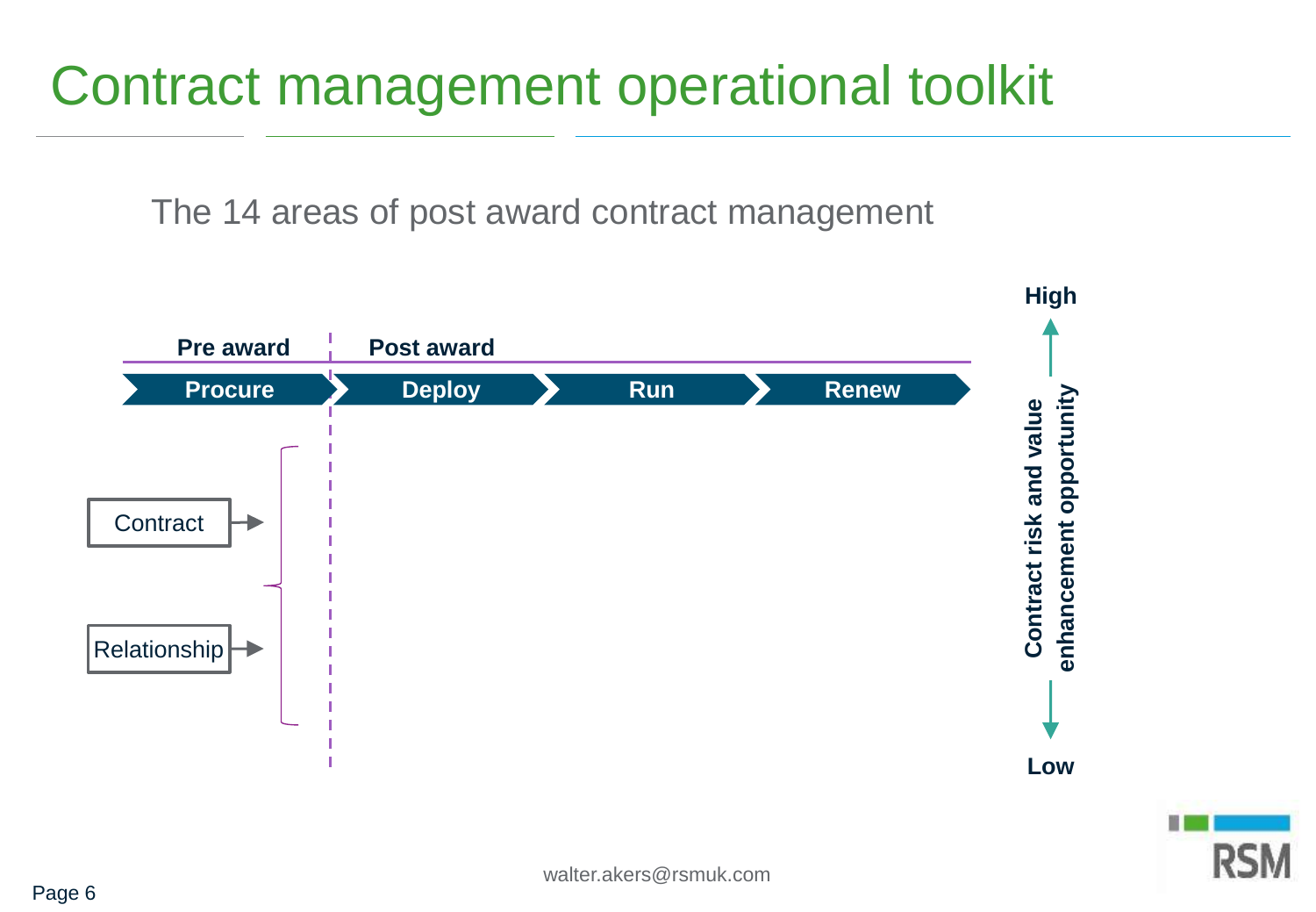# Contract management operational toolkit

The 14 areas of post award contract management

**Pre award** | **Post award**

**Procure** → **Deploy** → **Run** → **Renew**

Contract

Relationship

**High**

**Contract risk and value enhancement opportunity**

**Low**

walter.akers@rsmuk.com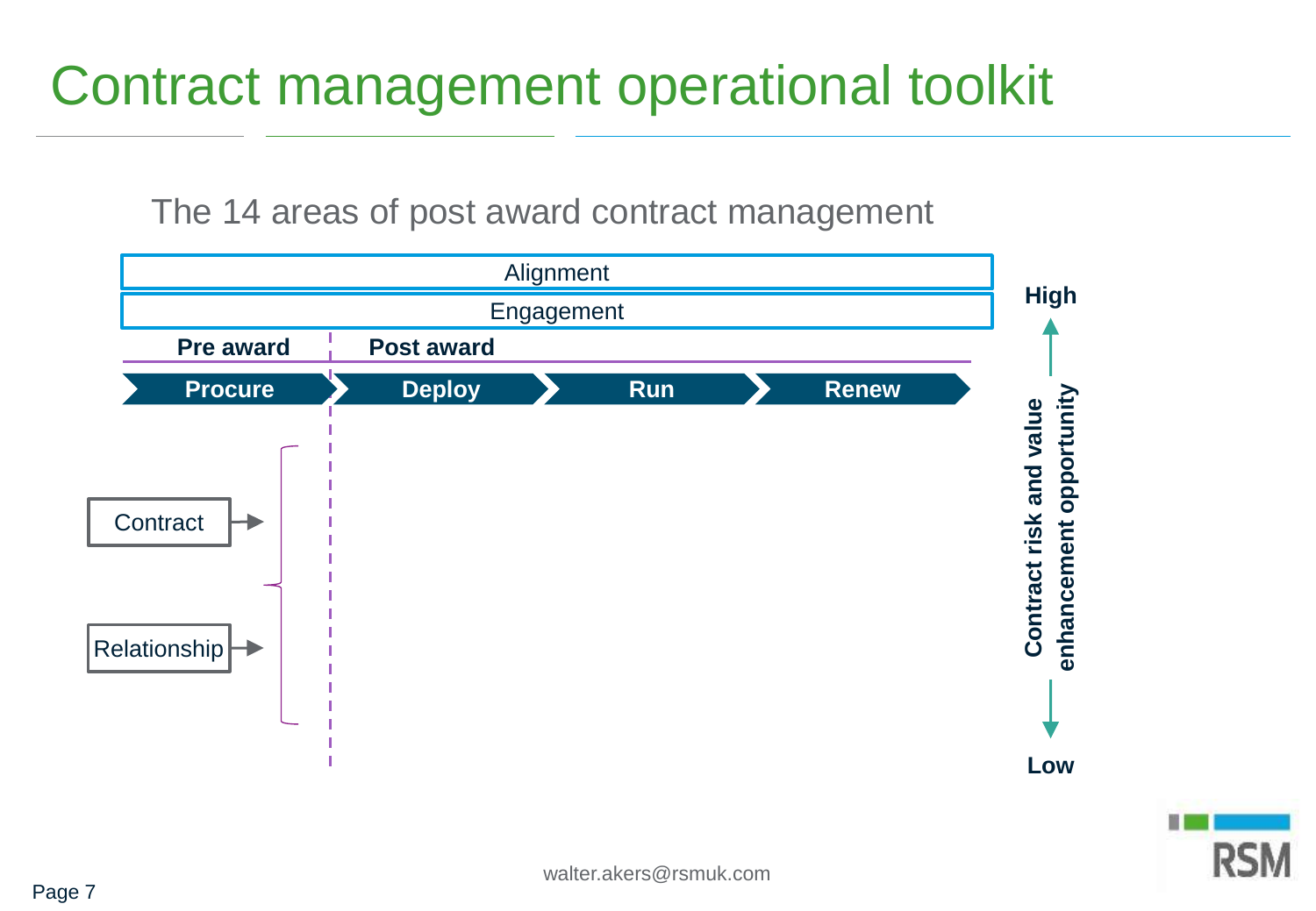# Contract management operational toolkit

The 14 areas of post award contract management

Alignment

Engagement

**Pre award** | **Post award**

**Procure** → **Deploy** → **Run** → **Renew**

Contract

Relationship

**High**

**Contract risk and value enhancement opportunity**

**Low**

walter.akers@rsmuk.com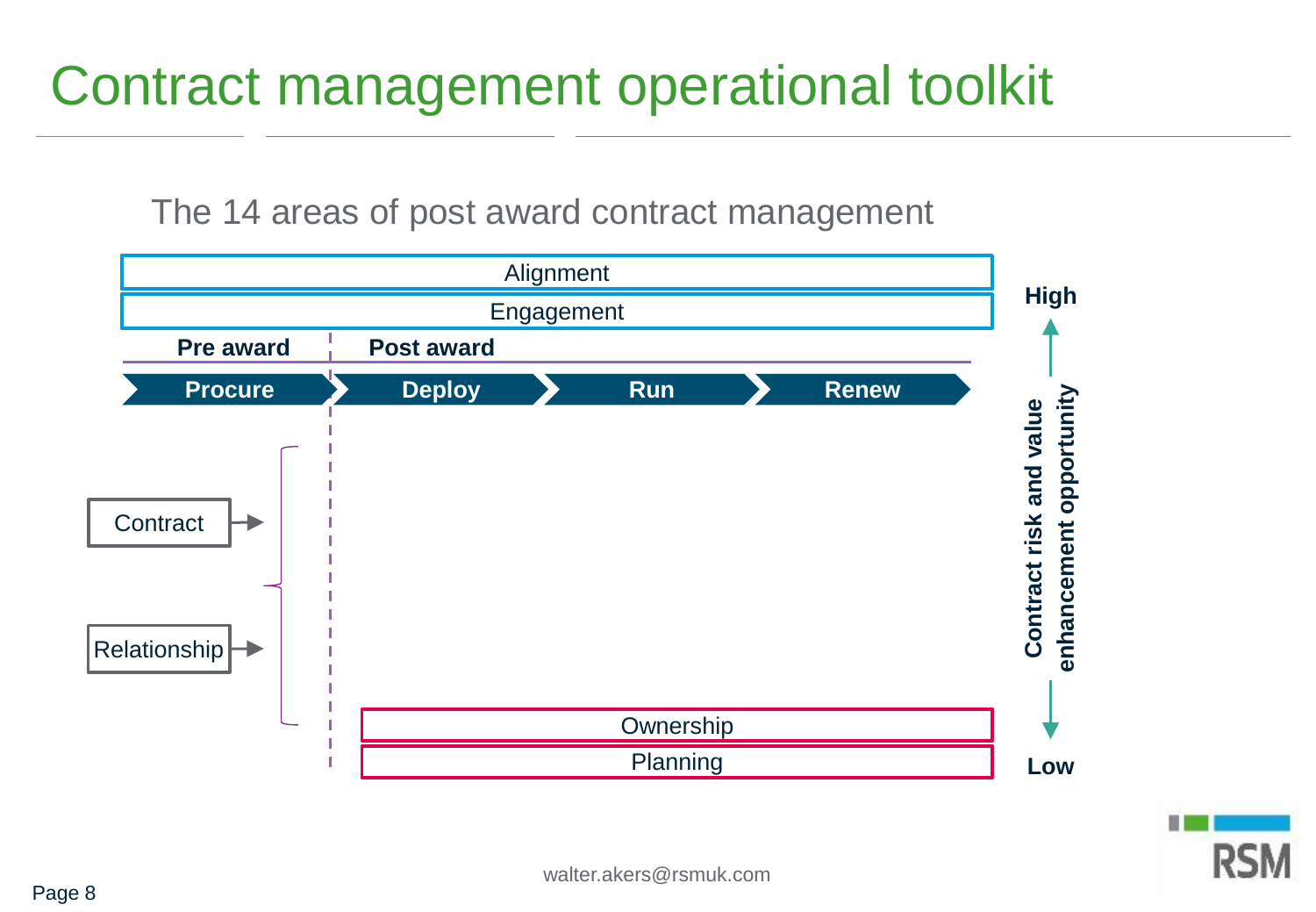# Contract management operational toolkit

## The 14 areas of post award contract management

Alignment

Engagement

**Pre award** | **Post award**

**Procure** → **Deploy** → **Run** → **Renew**

Contract

Relationship

Ownership

Planning

**High**

**Contract risk and value enhancement opportunity**

**Low**

walter.akers@rsmuk.com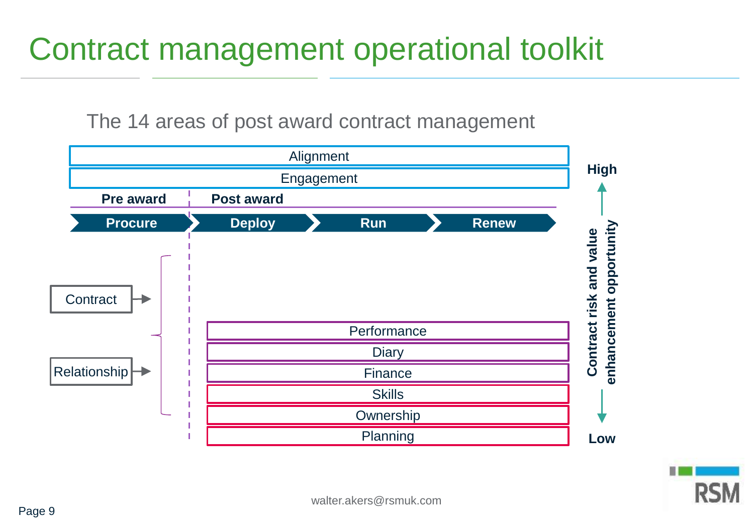# Contract management operational toolkit

## The 14 areas of post award contract management

Alignment

Engagement

**Pre award** | **Post award**

**Procure** → **Deploy** → **Run** → **Renew**

Contract →

Relationship →

Performance

Diary

Finance

Skills

Ownership

Planning

**High** ↑ **Contract risk and value enhancement opportunity** ↓ **Low**

walter.akers@rsmuk.com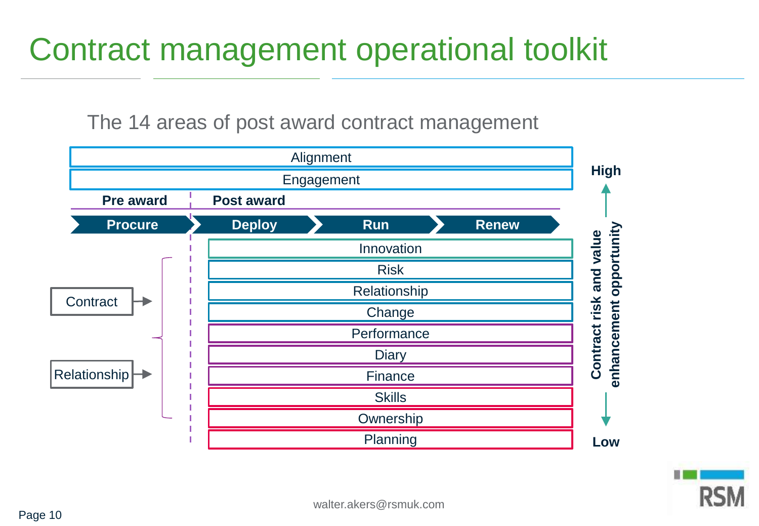# Contract management operational toolkit

## The 14 areas of post award contract management

Alignment

Engagement

**Pre award** | **Post award**

**Procure** → **Deploy** → **Run** → **Renew**

Contract →

Relationship →

- Innovation
- Risk
- Relationship
- Change
- Performance
- Diary
- Finance
- Skills
- Ownership
- Planning

**Contract risk and value enhancement opportunity**: **High** ↑ … ↓ **Low**

walter.akers@rsmuk.com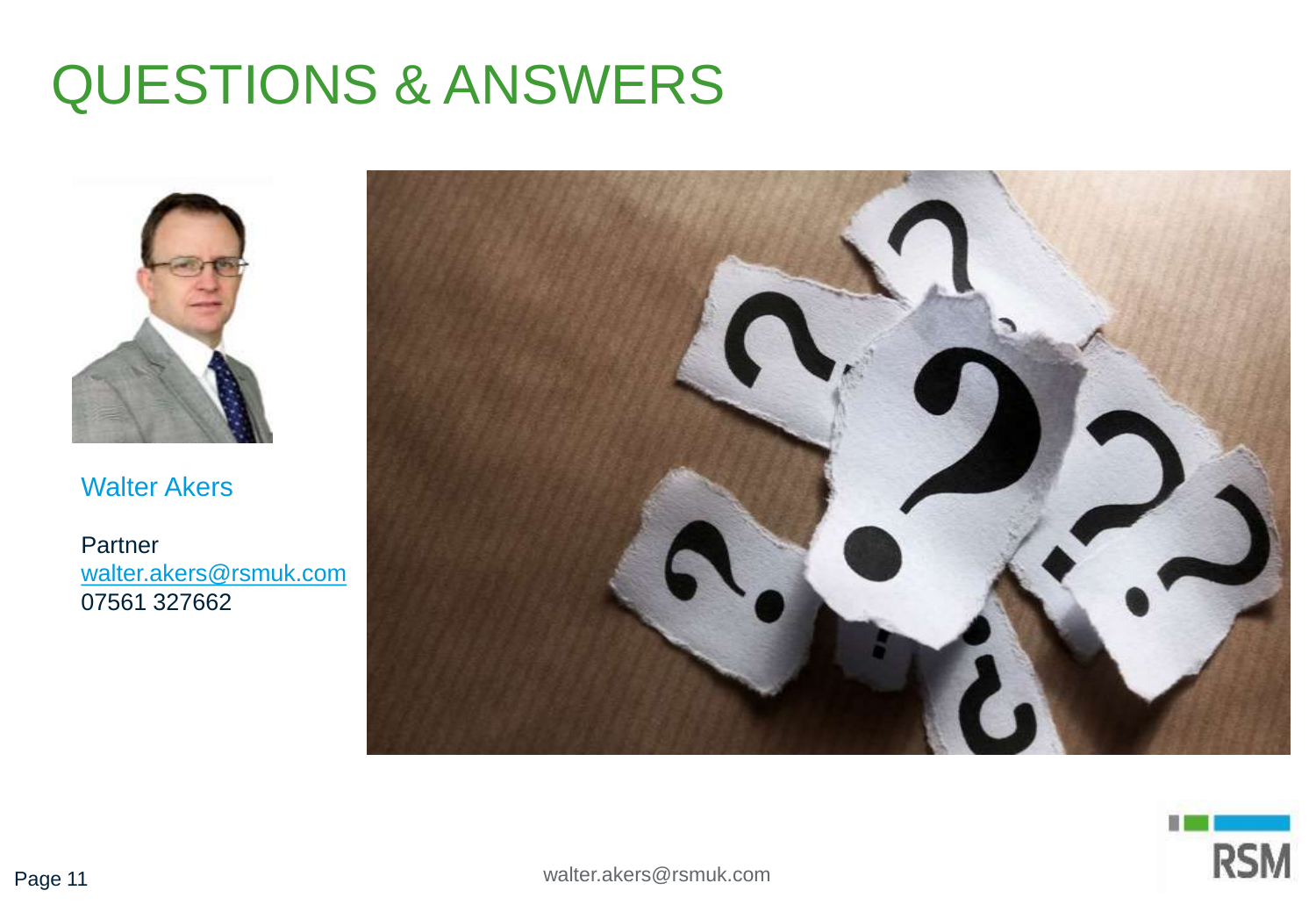# QUESTIONS & ANSWERS

Walter Akers

Partner
walter.akers@rsmuk.com
07561 327662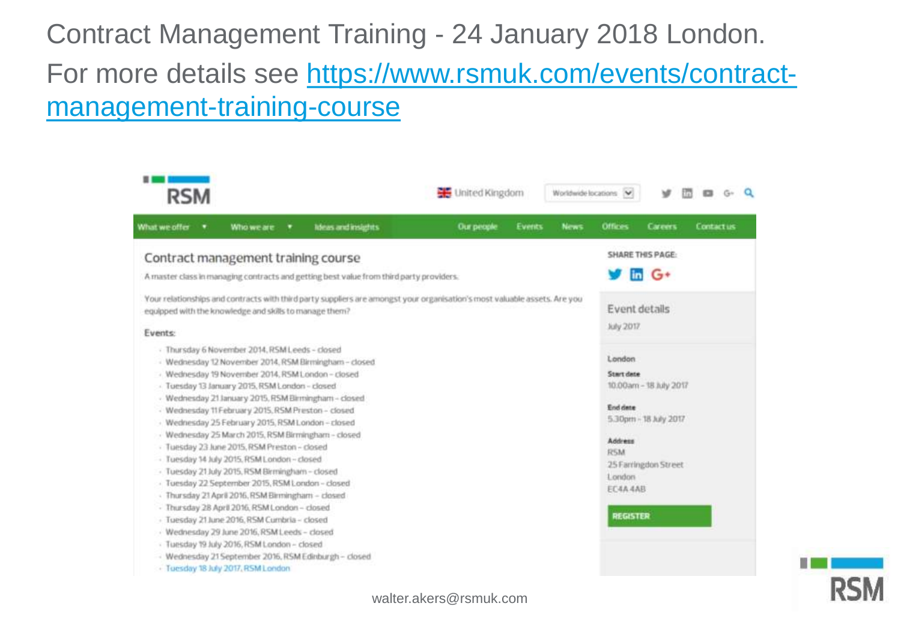Contract Management Training - 24 January 2018 London.

For more details see [https://www.rsmuk.com/events/contract-management-training-course](https://www.rsmuk.com/events/contract-management-training-course)

RSM

United Kingdom | Worldwide locations

What we offer | Who we are | Ideas and insights | Our people | Events | News | Offices | Careers | Contact us

## Contract management training course

A master class in managing contracts and getting best value from third party providers.

Your relationships and contracts with third party suppliers are amongst your organisation's most valuable assets. Are you equipped with the knowledge and skills to manage them?

Events:

- Thursday 6 November 2014, RSM Leeds – closed
- Wednesday 12 November 2014, RSM Birmingham – closed
- Wednesday 19 November 2014, RSM London – closed
- Tuesday 13 January 2015, RSM London – closed
- Wednesday 21 January 2015, RSM Birmingham – closed
- Wednesday 11 February 2015, RSM Preston – closed
- Wednesday 25 February 2015, RSM London – closed
- Wednesday 25 March 2015, RSM Birmingham – closed
- Tuesday 23 June 2015, RSM Preston – closed
- Tuesday 14 July 2015, RSM London – closed
- Tuesday 21 July 2015, RSM Birmingham – closed
- Tuesday 22 September 2015, RSM London – closed
- Thursday 21 April 2016, RSM Birmingham – closed
- Thursday 28 April 2016, RSM London – closed
- Tuesday 21 June 2016, RSM Cumbria – closed
- Wednesday 29 June 2016, RSM Leeds – closed
- Tuesday 19 July 2016, RSM London – closed
- Wednesday 21 September 2016, RSM Edinburgh – closed
- Tuesday 18 July 2017, RSM London

SHARE THIS PAGE:

Event details

July 2017

London

**Start date**

10.00am – 18 July 2017

**End date**

5.30pm – 18 July 2017

**Address**

RSM
25 Farringdon Street
London
EC4A 4AB

REGISTER

walter.akers@rsmuk.com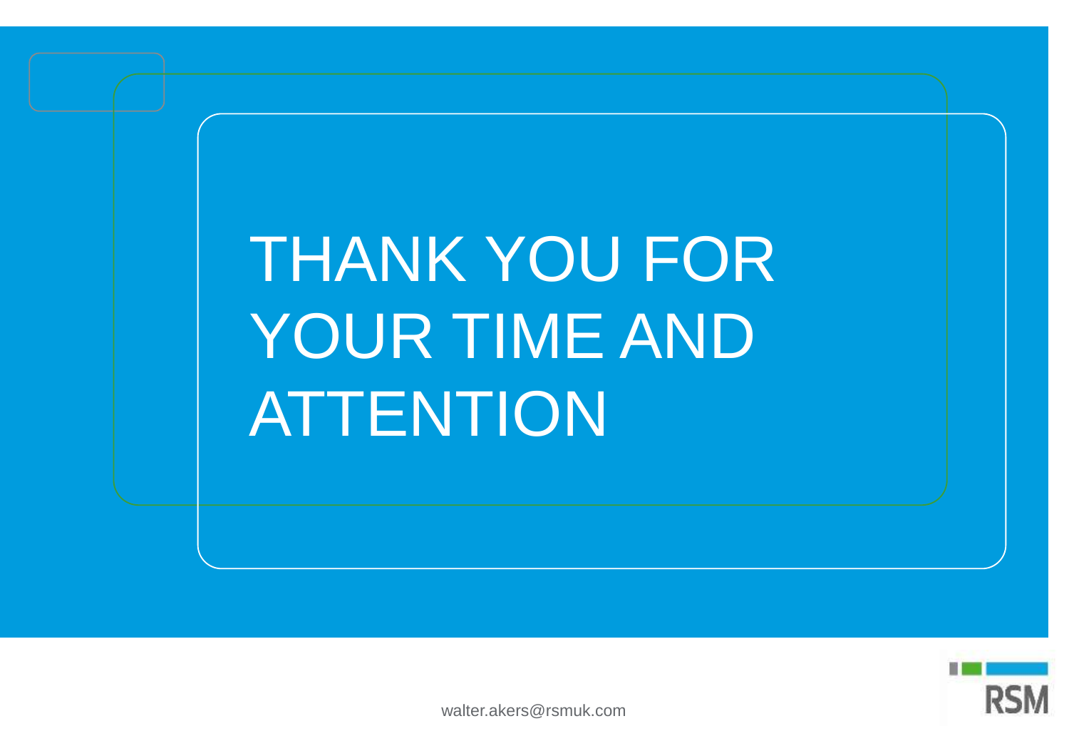# THANK YOU FOR YOUR TIME AND ATTENTION

walter.akers@rsmuk.com

RSM